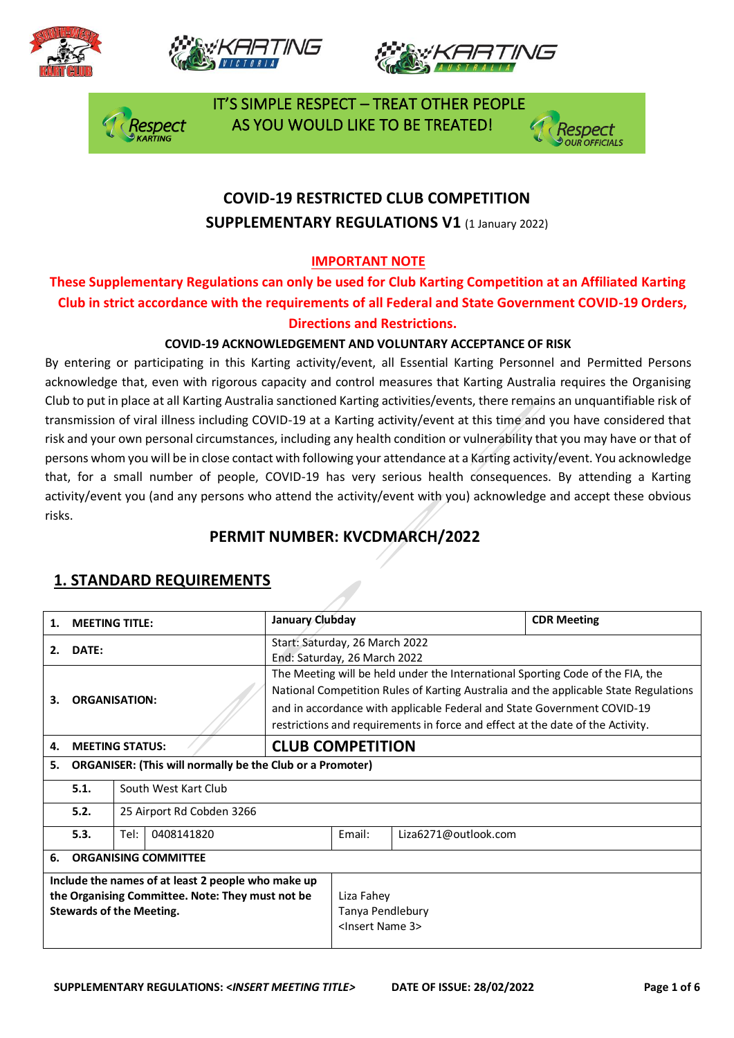IT'S SIMPLE RESPECT – TREAT OTHER PEOPLE AS YOU WOULD LIKE TO BE TREATED!

# COVID-19 RESTRICTED CLUB COMPETITION SUPPLEMENTARY REGULATIONS V1 (1 January 2022)

**IMPORTANT NOTE**

**These Supplementary Regulations can only be used for Club Karting Competition at an Affiliated Karting Club in strict accordance with the requirements of all Federal and State Government COVID-19 Orders, Directions and Restrictions.**

**COVID-19 ACKNOWLEDGEMENT AND VOLUNTARY ACCEPTANCE OF RISK**

By entering or participating in this Karting activity/event, all Essential Karting Personnel and Permitted Persons acknowledge that, even with rigorous capacity and control measures that Karting Australia requires the Organising Club to put in place at all Karting Australia sanctioned Karting activities/events, there remains an unquantifiable risk of transmission of viral illness including COVID-19 at a Karting activity/event at this time and you have considered that risk and your own personal circumstances, including any health condition or vulnerability that you may have or that of persons whom you will be in close contact with following your attendance at a Karting activity/event. You acknowledge that, for a small number of people, COVID-19 has very serious health consequences. By attending a Karting activity/event you (and any persons who attend the activity/event with you) acknowledge and accept these obvious risks.

## PERMIT NUMBER: KVCDMARCH/2022

## 1. STANDARD REQUIREMENTS

| | | | | |
|---|---|---|---|---|
| **1. MEETING TITLE:** | | **January Clubday** | | **CDR Meeting** |
| **2. DATE:** | | Start: Saturday, 26 March 2022<br>End: Saturday, 26 March 2022 | | |
| **3. ORGANISATION:** | | The Meeting will be held under the International Sporting Code of the FIA, the National Competition Rules of Karting Australia and the applicable State Regulations and in accordance with applicable Federal and State Government COVID-19 restrictions and requirements in force and effect at the date of the Activity. | | |
| **4. MEETING STATUS:** | | **CLUB COMPETITION** | | |
| **5. ORGANISER: (This will normally be the Club or a Promoter)** | | | | |
| **5.1.** | South West Kart Club | | | |
| **5.2.** | 25 Airport Rd Cobden 3266 | | | |
| **5.3.** | Tel: 0408141820 | Email: | Liza6271@outlook.com | |
| **6. ORGANISING COMMITTEE** | | | | |
| **Include the names of at least 2 people who make up the Organising Committee. Note: They must not be Stewards of the Meeting.** | | Liza Fahey<br>Tanya Pendlebury<br><Insert Name 3> | | |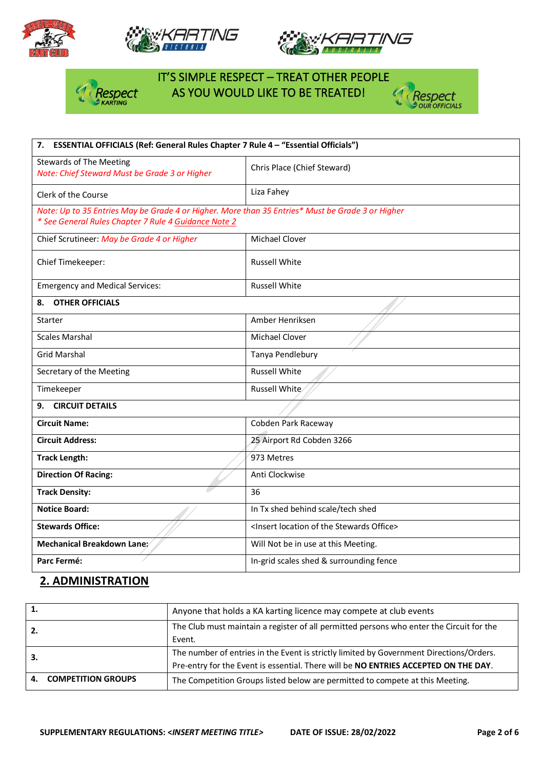IT'S SIMPLE RESPECT – TREAT OTHER PEOPLE AS YOU WOULD LIKE TO BE TREATED!

| 7. ESSENTIAL OFFICIALS (Ref: General Rules Chapter 7 Rule 4 – "Essential Officials") | |
|---|---|
| Stewards of The Meeting *Note: Chief Steward Must be Grade 3 or Higher* | Chris Place (Chief Steward) |
| Clerk of the Course | Liza Fahey |
| *Note: Up to 35 Entries May be Grade 4 or Higher. More than 35 Entries* Must be Grade 3 or Higher* *\* See General Rules Chapter 7 Rule 4 Guidance Note 2* | |
| Chief Scrutineer: *May be Grade 4 or Higher* | Michael Clover |
| Chief Timekeeper: | Russell White |
| Emergency and Medical Services: | Russell White |
| **8. OTHER OFFICIALS** | |
| Starter | Amber Henriksen |
| Scales Marshal | Michael Clover |
| Grid Marshal | Tanya Pendlebury |
| Secretary of the Meeting | Russell White |
| Timekeeper | Russell White |
| **9. CIRCUIT DETAILS** | |
| **Circuit Name:** | Cobden Park Raceway |
| **Circuit Address:** | 25 Airport Rd Cobden 3266 |
| **Track Length:** | 973 Metres |
| **Direction Of Racing:** | Anti Clockwise |
| **Track Density:** | 36 |
| **Notice Board:** | In Tx shed behind scale/tech shed |
| **Stewards Office:** | <Insert location of the Stewards Office> |
| **Mechanical Breakdown Lane:** | Will Not be in use at this Meeting. |
| **Parc Fermé:** | In-grid scales shed & surrounding fence |

## 2. ADMINISTRATION

| | |
|---|---|
| **1.** | Anyone that holds a KA karting licence may compete at club events |
| **2.** | The Club must maintain a register of all permitted persons who enter the Circuit for the Event. |
| **3.** | The number of entries in the Event is strictly limited by Government Directions/Orders. Pre-entry for the Event is essential. There will be **NO ENTRIES ACCEPTED ON THE DAY**. |
| **4. COMPETITION GROUPS** | The Competition Groups listed below are permitted to compete at this Meeting. |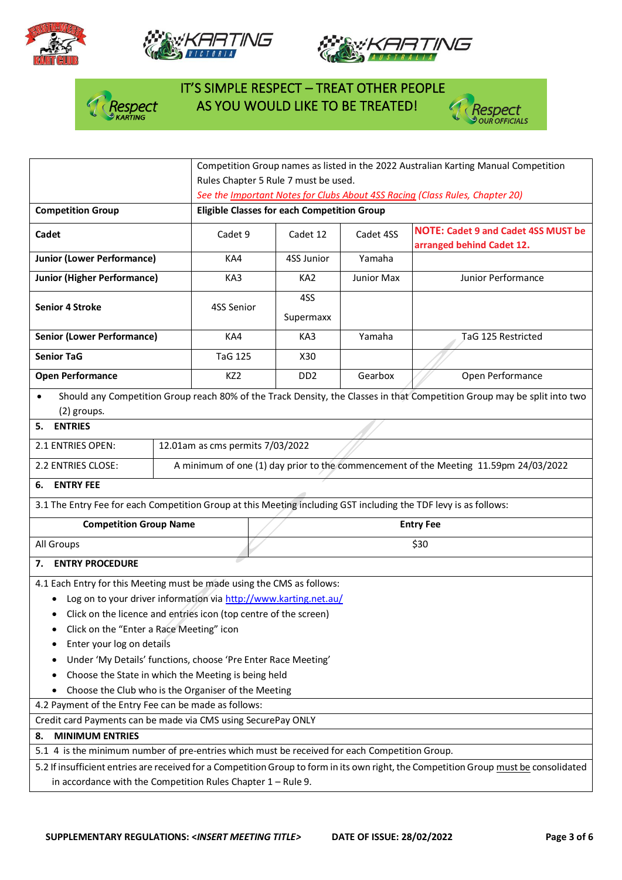IT'S SIMPLE RESPECT – TREAT OTHER PEOPLE AS YOU WOULD LIKE TO BE TREATED!

| | Competition Group names as listed in the 2022 Australian Karting Manual Competition Rules Chapter 5 Rule 7 must be used. *See the Important Notes for Clubs About 4SS Racing (Class Rules, Chapter 20)* | | | |
|---|---|---|---|---|
| **Competition Group** | **Eligible Classes for each Competition Group** | | | |
| **Cadet** | Cadet 9 | Cadet 12 | Cadet 4SS | **NOTE: Cadet 9 and Cadet 4SS MUST be arranged behind Cadet 12.** |
| **Junior (Lower Performance)** | KA4 | 4SS Junior | Yamaha | |
| **Junior (Higher Performance)** | KA3 | KA2 | Junior Max | Junior Performance |
| **Senior 4 Stroke** | 4SS Senior | 4SS Supermaxx | | |
| **Senior (Lower Performance)** | KA4 | KA3 | Yamaha | TaG 125 Restricted |
| **Senior TaG** | TaG 125 | X30 | | |
| **Open Performance** | KZ2 | DD2 | Gearbox | Open Performance |

- Should any Competition Group reach 80% of the Track Density, the Classes in that Competition Group may be split into two (2) groups.

## 5. ENTRIES

| | |
|---|---|
| 2.1 ENTRIES OPEN: | 12.01am as cms permits 7/03/2022 |
| 2.2 ENTRIES CLOSE: | A minimum of one (1) day prior to the commencement of the Meeting 11.59pm 24/03/2022 |

## 6. ENTRY FEE

3.1 The Entry Fee for each Competition Group at this Meeting including GST including the TDF levy is as follows:

| Competition Group Name | Entry Fee |
|---|---|
| All Groups | $30 |

## 7. ENTRY PROCEDURE

4.1 Each Entry for this Meeting must be made using the CMS as follows:

- Log on to your driver information via http://www.karting.net.au/
- Click on the licence and entries icon (top centre of the screen)
- Click on the "Enter a Race Meeting" icon
- Enter your log on details
- Under 'My Details' functions, choose 'Pre Enter Race Meeting'
- Choose the State in which the Meeting is being held
- Choose the Club who is the Organiser of the Meeting

4.2 Payment of the Entry Fee can be made as follows:

Credit card Payments can be made via CMS using SecurePay ONLY

## 8. MINIMUM ENTRIES

5.1 4 is the minimum number of pre-entries which must be received for each Competition Group.

5.2 If insufficient entries are received for a Competition Group to form in its own right, the Competition Group must be consolidated in accordance with the Competition Rules Chapter 1 – Rule 9.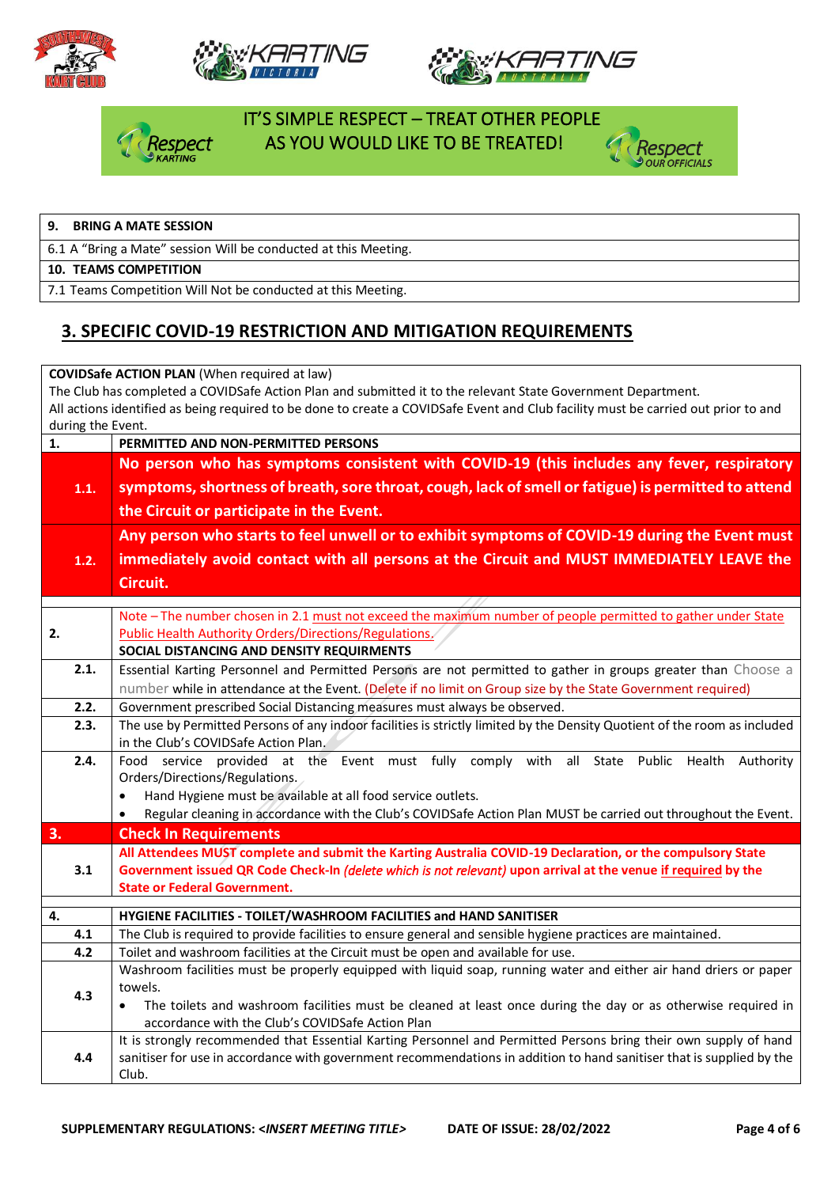IT'S SIMPLE RESPECT – TREAT OTHER PEOPLE AS YOU WOULD LIKE TO BE TREATED!

| **9. BRING A MATE SESSION** |
|---|
| 6.1 A "Bring a Mate" session Will be conducted at this Meeting. |
| **10. TEAMS COMPETITION** |
| 7.1 Teams Competition Will Not be conducted at this Meeting. |

## 3. SPECIFIC COVID-19 RESTRICTION AND MITIGATION REQUIREMENTS

**COVIDSafe ACTION PLAN** (When required at law)
The Club has completed a COVIDSafe Action Plan and submitted it to the relevant State Government Department.
All actions identified as being required to be done to create a COVIDSafe Event and Club facility must be carried out prior to and during the Event.

| | |
|---|---|
| **1.** | **PERMITTED AND NON-PERMITTED PERSONS** |
| **1.1.** | **No person who has symptoms consistent with COVID-19 (this includes any fever, respiratory symptoms, shortness of breath, sore throat, cough, lack of smell or fatigue) is permitted to attend the Circuit or participate in the Event.** |
| **1.2.** | **Any person who starts to feel unwell or to exhibit symptoms of COVID-19 during the Event must immediately avoid contact with all persons at the Circuit and MUST IMMEDIATELY LEAVE the Circuit.** |
| **2.** | Note – The number chosen in 2.1 must not exceed the maximum number of people permitted to gather under State Public Health Authority Orders/Directions/Regulations.<br>**SOCIAL DISTANCING AND DENSITY REQUIRMENTS** |
| **2.1.** | Essential Karting Personnel and Permitted Persons are not permitted to gather in groups greater than Choose a number while in attendance at the Event. (Delete if no limit on Group size by the State Government required) |
| **2.2.** | Government prescribed Social Distancing measures must always be observed. |
| **2.3.** | The use by Permitted Persons of any indoor facilities is strictly limited by the Density Quotient of the room as included in the Club's COVIDSafe Action Plan. |
| **2.4.** | Food service provided at the Event must fully comply with all State Public Health Authority Orders/Directions/Regulations.<br>• Hand Hygiene must be available at all food service outlets.<br>• Regular cleaning in accordance with the Club's COVIDSafe Action Plan MUST be carried out throughout the Event. |
| **3.** | **Check In Requirements** |
| **3.1** | **All Attendees MUST complete and submit the Karting Australia COVID-19 Declaration, or the compulsory State Government issued QR Code Check-In *(delete which is not relevant)* upon arrival at the venue if required by the State or Federal Government.** |
| **4.** | **HYGIENE FACILITIES - TOILET/WASHROOM FACILITIES and HAND SANITISER** |
| **4.1** | The Club is required to provide facilities to ensure general and sensible hygiene practices are maintained. |
| **4.2** | Toilet and washroom facilities at the Circuit must be open and available for use. |
| **4.3** | Washroom facilities must be properly equipped with liquid soap, running water and either air hand driers or paper towels.<br>• The toilets and washroom facilities must be cleaned at least once during the day or as otherwise required in accordance with the Club's COVIDSafe Action Plan |
| **4.4** | It is strongly recommended that Essential Karting Personnel and Permitted Persons bring their own supply of hand sanitiser for use in accordance with government recommendations in addition to hand sanitiser that is supplied by the Club. |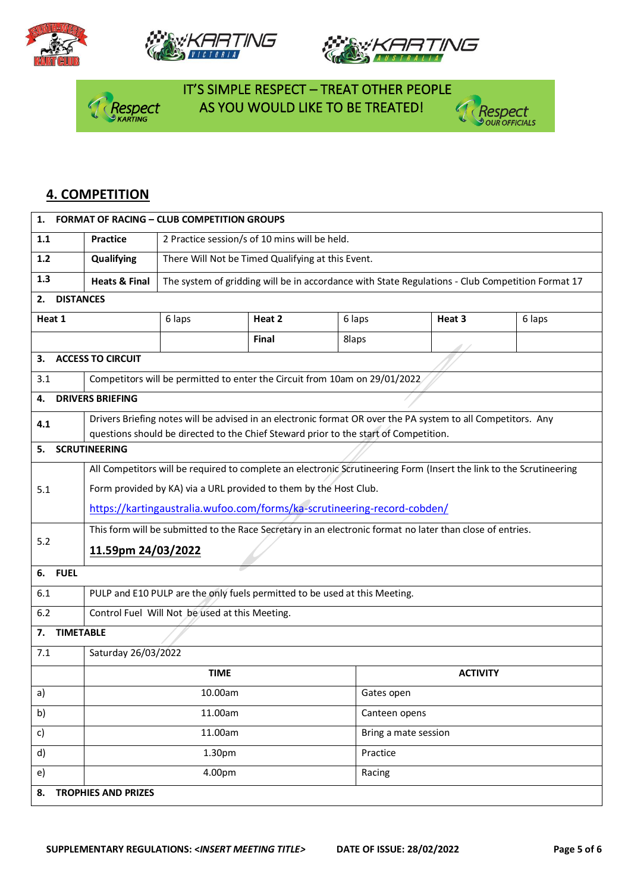IT'S SIMPLE RESPECT – TREAT OTHER PEOPLE AS YOU WOULD LIKE TO BE TREATED!

## 4. COMPETITION

| | | | | | |
|---|---|---|---|---|---|
| **1. FORMAT OF RACING – CLUB COMPETITION GROUPS** | | | | | |
| **1.1** | **Practice** | 2 Practice session/s of 10 mins will be held. | | | |
| **1.2** | **Qualifying** | There Will Not be Timed Qualifying at this Event. | | | |
| **1.3** | **Heats & Final** | The system of gridding will be in accordance with State Regulations - Club Competition Format 17 | | | |
| **2. DISTANCES** | | | | | |
| **Heat 1** | 6 laps | **Heat 2** | 6 laps | **Heat 3** | 6 laps |
| | | **Final** | 8laps | | |
| **3. ACCESS TO CIRCUIT** | | | | | |
| 3.1 | Competitors will be permitted to enter the Circuit from 10am on 29/01/2022 | | | | |
| **4. DRIVERS BRIEFING** | | | | | |
| 4.1 | Drivers Briefing notes will be advised in an electronic format OR over the PA system to all Competitors. Any questions should be directed to the Chief Steward prior to the start of Competition. | | | | |
| **5. SCRUTINEERING** | | | | | |
| 5.1 | All Competitors will be required to complete an electronic Scrutineering Form (Insert the link to the Scrutineering Form provided by KA) via a URL provided to them by the Host Club. https://kartingaustralia.wufoo.com/forms/ka-scrutineering-record-cobden/ | | | | |
| 5.2 | This form will be submitted to the Race Secretary in an electronic format no later than close of entries. **11.59pm 24/03/2022** | | | | |
| **6. FUEL** | | | | | |
| 6.1 | PULP and E10 PULP are the only fuels permitted to be used at this Meeting. | | | | |
| 6.2 | Control Fuel Will Not be used at this Meeting. | | | | |
| **7. TIMETABLE** | | | | | |
| 7.1 | Saturday 26/03/2022 | | | | |

| | TIME | ACTIVITY |
|---|---|---|
| a) | 10.00am | Gates open |
| b) | 11.00am | Canteen opens |
| c) | 11.00am | Bring a mate session |
| d) | 1.30pm | Practice |
| e) | 4.00pm | Racing |

**8. TROPHIES AND PRIZES**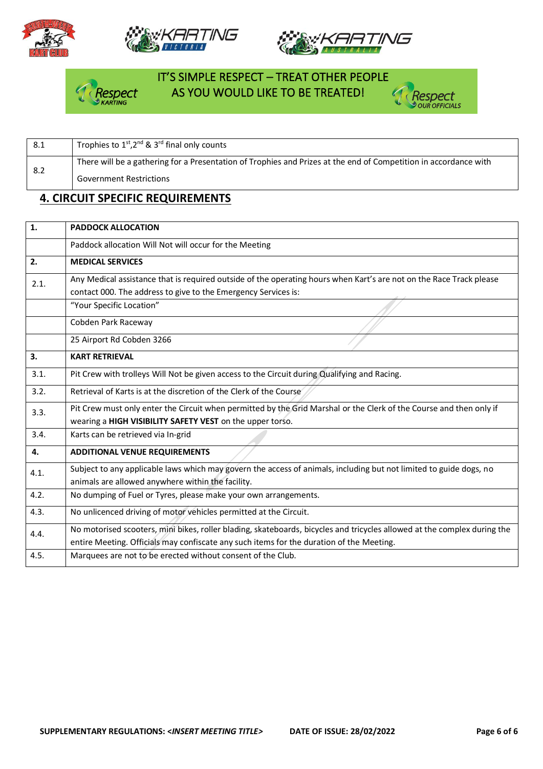IT'S SIMPLE RESPECT – TREAT OTHER PEOPLE AS YOU WOULD LIKE TO BE TREATED!

| | |
|---|---|
| 8.1 | Trophies to 1st, 2nd & 3rd final only counts |
| 8.2 | There will be a gathering for a Presentation of Trophies and Prizes at the end of Competition in accordance with Government Restrictions |

## 4. CIRCUIT SPECIFIC REQUIREMENTS

| | |
|---|---|
| **1.** | **PADDOCK ALLOCATION** |
| | Paddock allocation Will Not will occur for the Meeting |
| **2.** | **MEDICAL SERVICES** |
| 2.1. | Any Medical assistance that is required outside of the operating hours when Kart's are not on the Race Track please contact 000. The address to give to the Emergency Services is: |
| | "Your Specific Location" |
| | Cobden Park Raceway |
| | 25 Airport Rd Cobden 3266 |
| **3.** | **KART RETRIEVAL** |
| 3.1. | Pit Crew with trolleys Will Not be given access to the Circuit during Qualifying and Racing. |
| 3.2. | Retrieval of Karts is at the discretion of the Clerk of the Course |
| 3.3. | Pit Crew must only enter the Circuit when permitted by the Grid Marshal or the Clerk of the Course and then only if wearing a **HIGH VISIBILITY SAFETY VEST** on the upper torso. |
| 3.4. | Karts can be retrieved via In-grid |
| **4.** | **ADDITIONAL VENUE REQUIREMENTS** |
| 4.1. | Subject to any applicable laws which may govern the access of animals, including but not limited to guide dogs, no animals are allowed anywhere within the facility. |
| 4.2. | No dumping of Fuel or Tyres, please make your own arrangements. |
| 4.3. | No unlicenced driving of motor vehicles permitted at the Circuit. |
| 4.4. | No motorised scooters, mini bikes, roller blading, skateboards, bicycles and tricycles allowed at the complex during the entire Meeting. Officials may confiscate any such items for the duration of the Meeting. |
| 4.5. | Marquees are not to be erected without consent of the Club. |